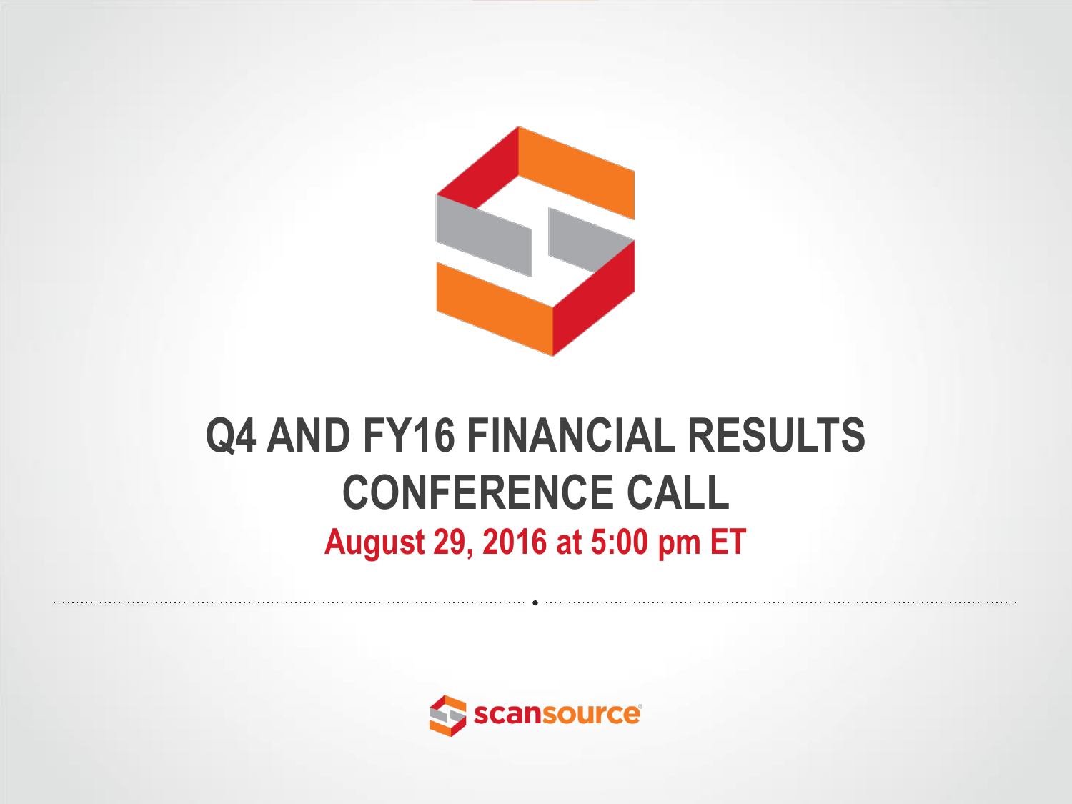# Q4 AND FY16 FINANCIAL RESULTS CONFERENCE CALL

**August 29, 2016 at 5:00 pm ET**

scansource®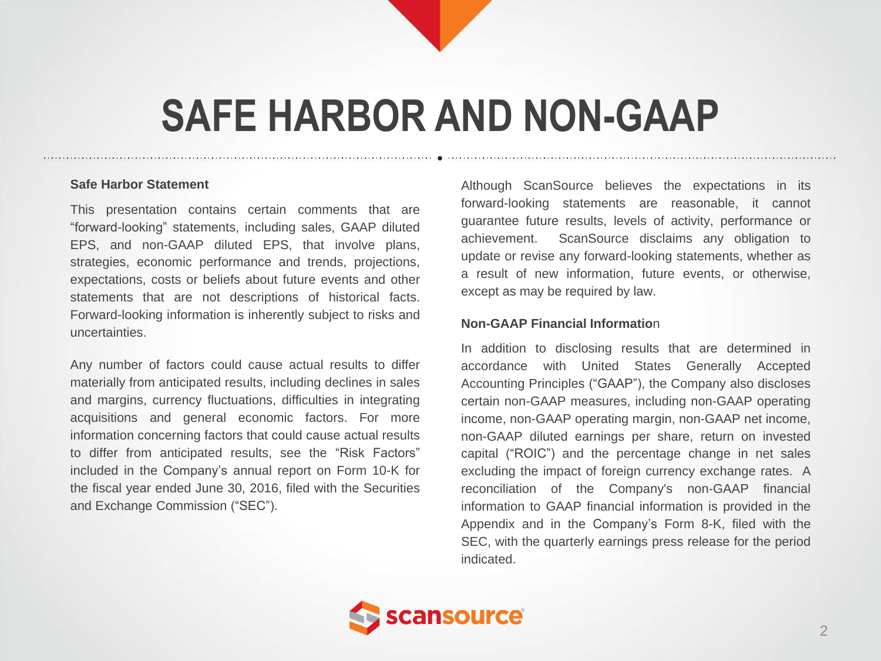# SAFE HARBOR AND NON-GAAP

**Safe Harbor Statement**

This presentation contains certain comments that are "forward-looking" statements, including sales, GAAP diluted EPS, and non-GAAP diluted EPS, that involve plans, strategies, economic performance and trends, projections, expectations, costs or beliefs about future events and other statements that are not descriptions of historical facts. Forward-looking information is inherently subject to risks and uncertainties.

Any number of factors could cause actual results to differ materially from anticipated results, including declines in sales and margins, currency fluctuations, difficulties in integrating acquisitions and general economic factors. For more information concerning factors that could cause actual results to differ from anticipated results, see the "Risk Factors" included in the Company's annual report on Form 10-K for the fiscal year ended June 30, 2016, filed with the Securities and Exchange Commission ("SEC").

Although ScanSource believes the expectations in its forward-looking statements are reasonable, it cannot guarantee future results, levels of activity, performance or achievement. ScanSource disclaims any obligation to update or revise any forward-looking statements, whether as a result of new information, future events, or otherwise, except as may be required by law.

**Non-GAAP Financial Information**

In addition to disclosing results that are determined in accordance with United States Generally Accepted Accounting Principles ("GAAP"), the Company also discloses certain non-GAAP measures, including non-GAAP operating income, non-GAAP operating margin, non-GAAP net income, non-GAAP diluted earnings per share, return on invested capital ("ROIC") and the percentage change in net sales excluding the impact of foreign currency exchange rates. A reconciliation of the Company's non-GAAP financial information to GAAP financial information is provided in the Appendix and in the Company's Form 8-K, filed with the SEC, with the quarterly earnings press release for the period indicated.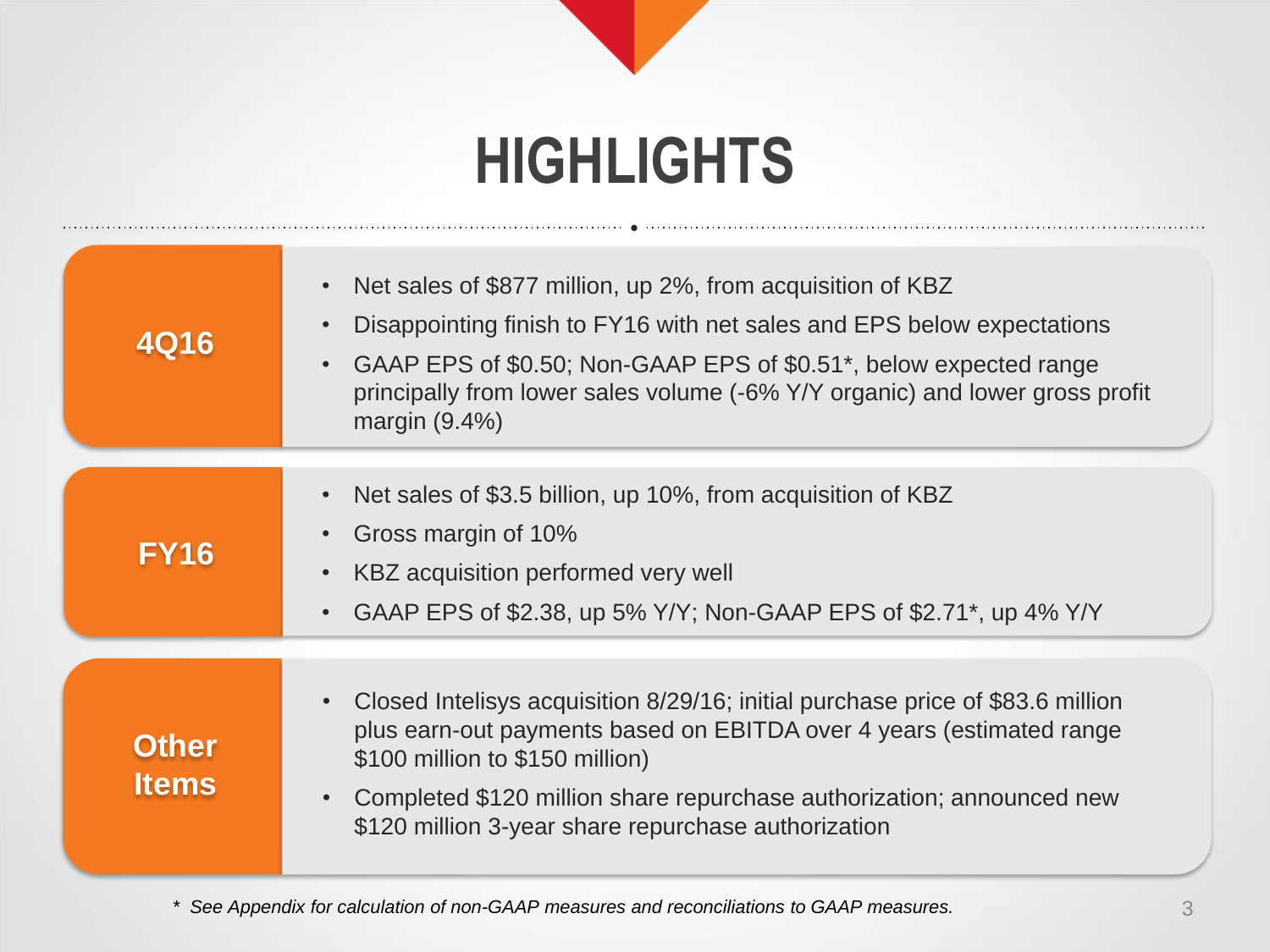# HIGHLIGHTS

## 4Q16

- Net sales of $877 million, up 2%, from acquisition of KBZ
- Disappointing finish to FY16 with net sales and EPS below expectations
- GAAP EPS of $0.50; Non-GAAP EPS of $0.51*, below expected range principally from lower sales volume (-6% Y/Y organic) and lower gross profit margin (9.4%)

## FY16

- Net sales of $3.5 billion, up 10%, from acquisition of KBZ
- Gross margin of 10%
- KBZ acquisition performed very well
- GAAP EPS of $2.38, up 5% Y/Y; Non-GAAP EPS of $2.71*, up 4% Y/Y

## Other Items

- Closed Intelisys acquisition 8/29/16; initial purchase price of $83.6 million plus earn-out payments based on EBITDA over 4 years (estimated range $100 million to $150 million)
- Completed $120 million share repurchase authorization; announced new $120 million 3-year share repurchase authorization

*\* See Appendix for calculation of non-GAAP measures and reconciliations to GAAP measures.*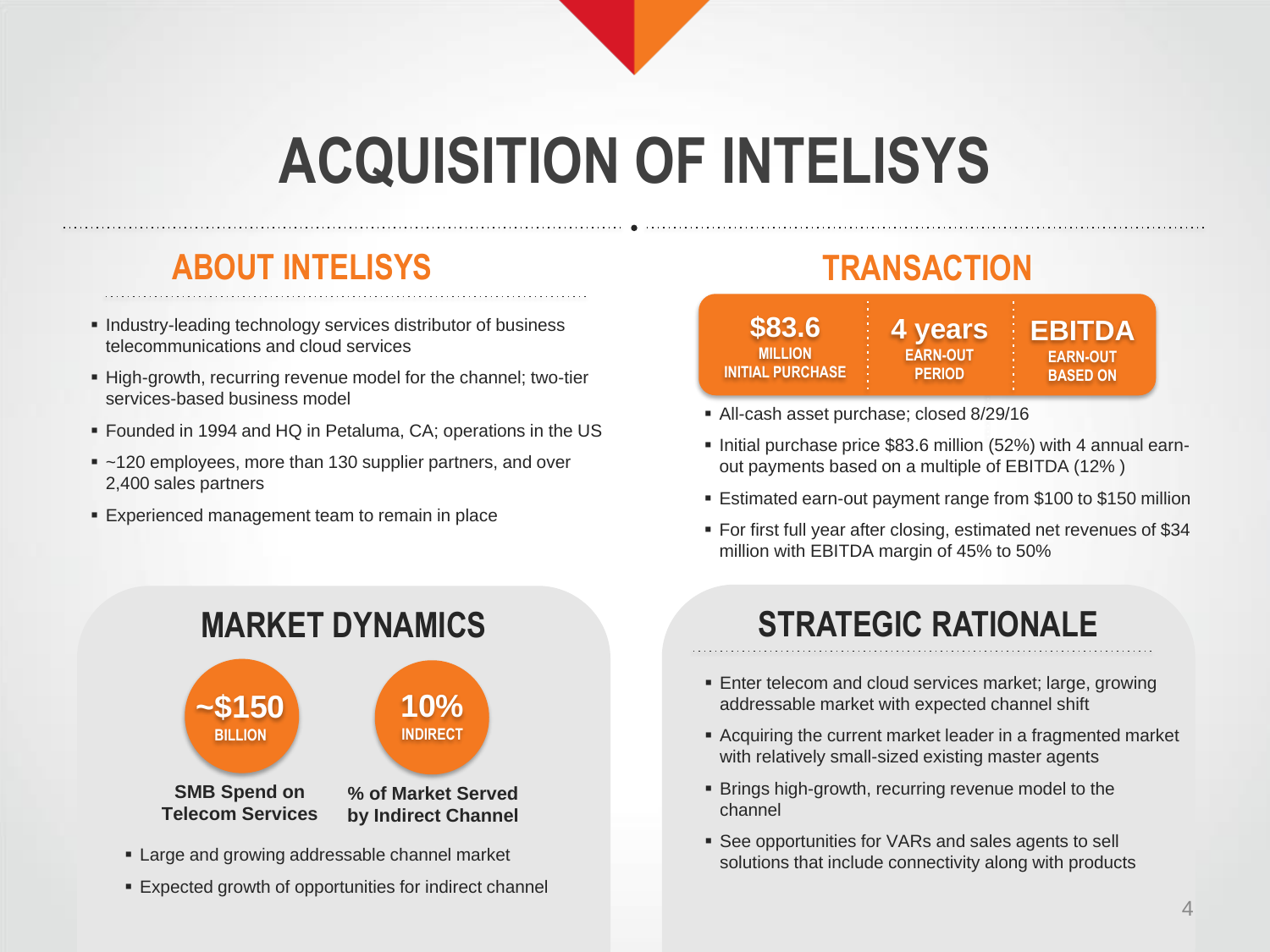# ACQUISITION OF INTELISYS

## ABOUT INTELISYS

- Industry-leading technology services distributor of business telecommunications and cloud services
- High-growth, recurring revenue model for the channel; two-tier services-based business model
- Founded in 1994 and HQ in Petaluma, CA; operations in the US
- ~120 employees, more than 130 supplier partners, and over 2,400 sales partners
- Experienced management team to remain in place

## TRANSACTION

| $83.6 MILLION INITIAL PURCHASE | 4 years EARN-OUT PERIOD | EBITDA EARN-OUT BASED ON |
|---|---|---|

- All-cash asset purchase; closed 8/29/16
- Initial purchase price $83.6 million (52%) with 4 annual earn-out payments based on a multiple of EBITDA (12% )
- Estimated earn-out payment range from $100 to $150 million
- For first full year after closing, estimated net revenues of $34 million with EBITDA margin of 45% to 50%

## MARKET DYNAMICS

**~$150 BILLION** — SMB Spend on Telecom Services

**10% INDIRECT** — % of Market Served by Indirect Channel

- Large and growing addressable channel market
- Expected growth of opportunities for indirect channel

## STRATEGIC RATIONALE

- Enter telecom and cloud services market; large, growing addressable market with expected channel shift
- Acquiring the current market leader in a fragmented market with relatively small-sized existing master agents
- Brings high-growth, recurring revenue model to the channel
- See opportunities for VARs and sales agents to sell solutions that include connectivity along with products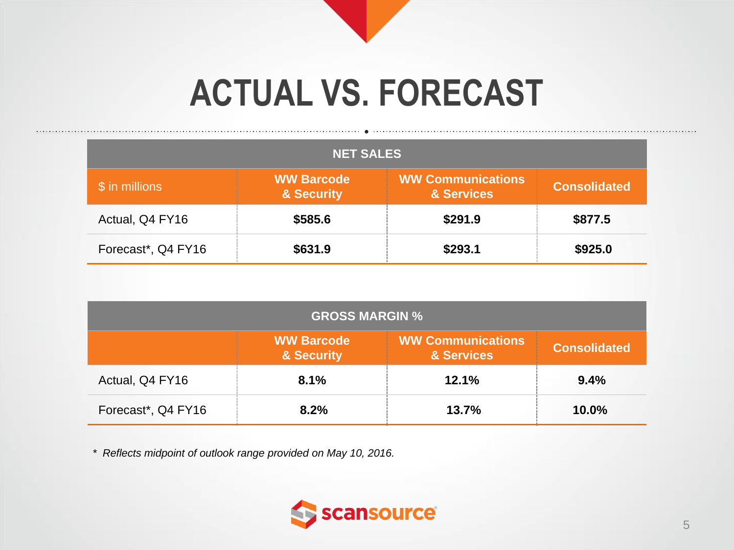# ACTUAL VS. FORECAST

| NET SALES | | | |
|---|---|---|---|
| $ in millions | WW Barcode & Security | WW Communications & Services | Consolidated |
| Actual, Q4 FY16 | **$585.6** | **$291.9** | **$877.5** |
| Forecast*, Q4 FY16 | **$631.9** | **$293.1** | **$925.0** |

| GROSS MARGIN % | | | |
|---|---|---|---|
| | WW Barcode & Security | WW Communications & Services | Consolidated |
| Actual, Q4 FY16 | **8.1%** | **12.1%** | **9.4%** |
| Forecast*, Q4 FY16 | **8.2%** | **13.7%** | **10.0%** |

* *Reflects midpoint of outlook range provided on May 10, 2016.*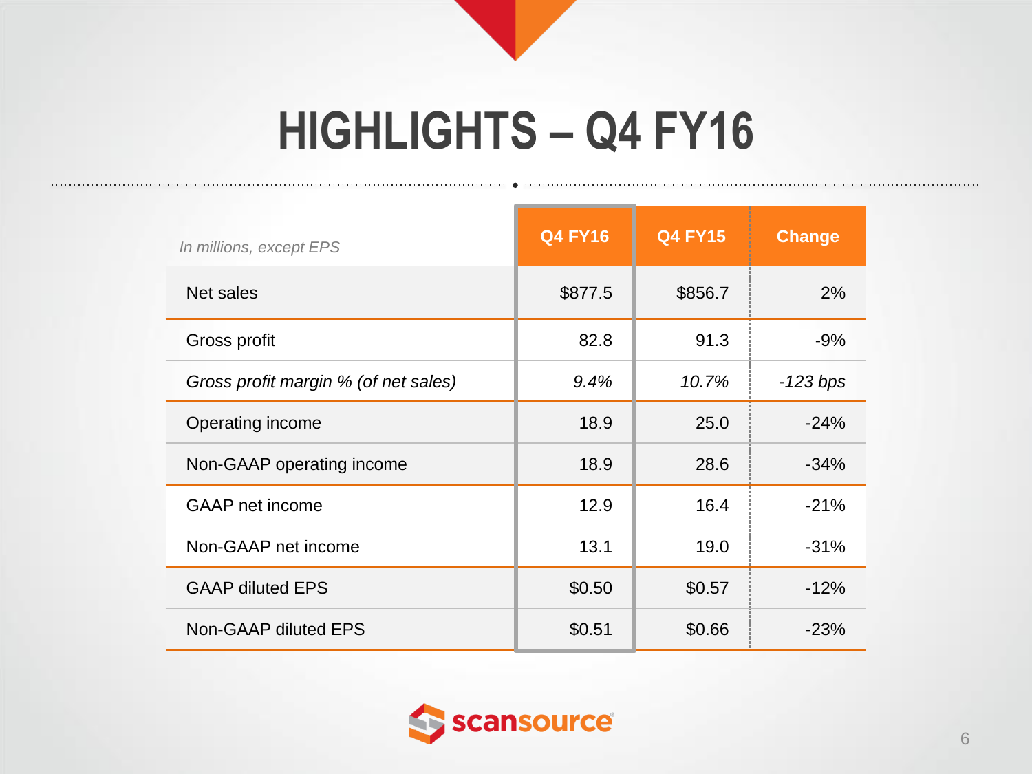# HIGHLIGHTS – Q4 FY16

| *In millions, except EPS* | Q4 FY16 | Q4 FY15 | Change |
|---|---|---|---|
| Net sales | $877.5 | $856.7 | 2% |
| Gross profit | 82.8 | 91.3 | -9% |
| *Gross profit margin % (of net sales)* | *9.4%* | *10.7%* | *-123 bps* |
| Operating income | 18.9 | 25.0 | -24% |
| Non-GAAP operating income | 18.9 | 28.6 | -34% |
| GAAP net income | 12.9 | 16.4 | -21% |
| Non-GAAP net income | 13.1 | 19.0 | -31% |
| GAAP diluted EPS | $0.50 | $0.57 | -12% |
| Non-GAAP diluted EPS | $0.51 | $0.66 | -23% |

scansource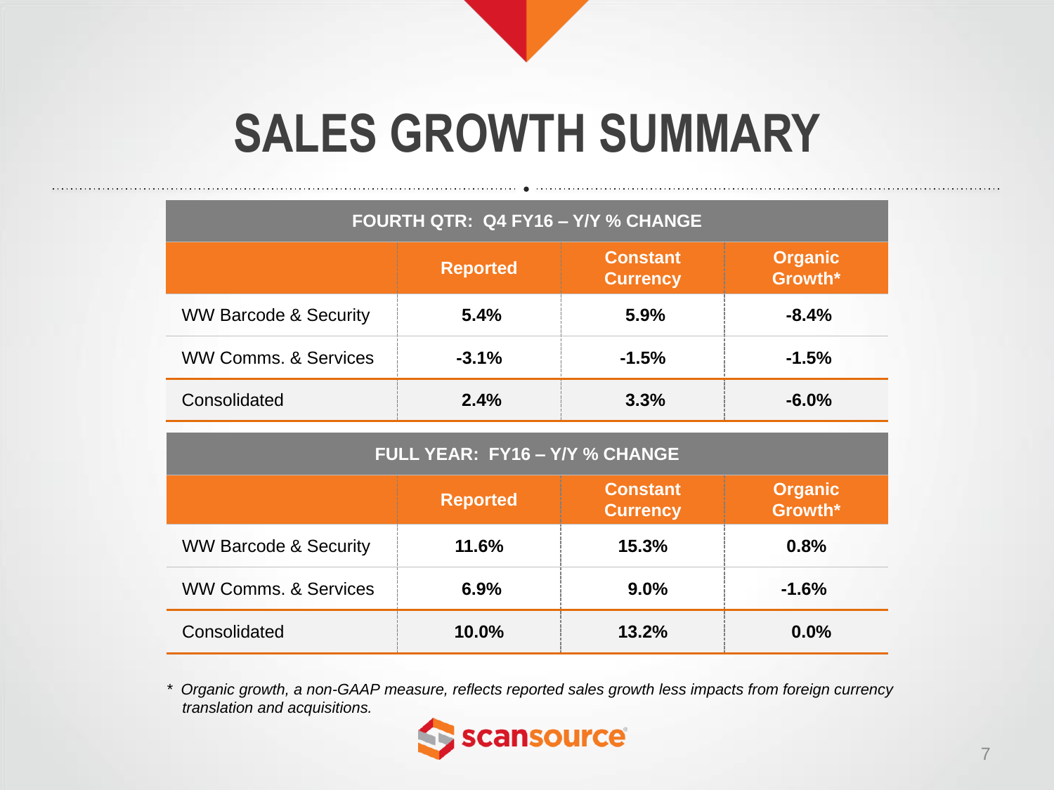# SALES GROWTH SUMMARY

| FOURTH QTR: Q4 FY16 – Y/Y % CHANGE | | | |
|---|---|---|---|
| | **Reported** | **Constant Currency** | **Organic Growth*** |
| WW Barcode & Security | **5.4%** | **5.9%** | **-8.4%** |
| WW Comms. & Services | **-3.1%** | **-1.5%** | **-1.5%** |
| Consolidated | **2.4%** | **3.3%** | **-6.0%** |

| FULL YEAR: FY16 – Y/Y % CHANGE | | | |
|---|---|---|---|
| | **Reported** | **Constant Currency** | **Organic Growth*** |
| WW Barcode & Security | **11.6%** | **15.3%** | **0.8%** |
| WW Comms. & Services | **6.9%** | **9.0%** | **-1.6%** |
| Consolidated | **10.0%** | **13.2%** | **0.0%** |

* *Organic growth, a non-GAAP measure, reflects reported sales growth less impacts from foreign currency translation and acquisitions.*

scansource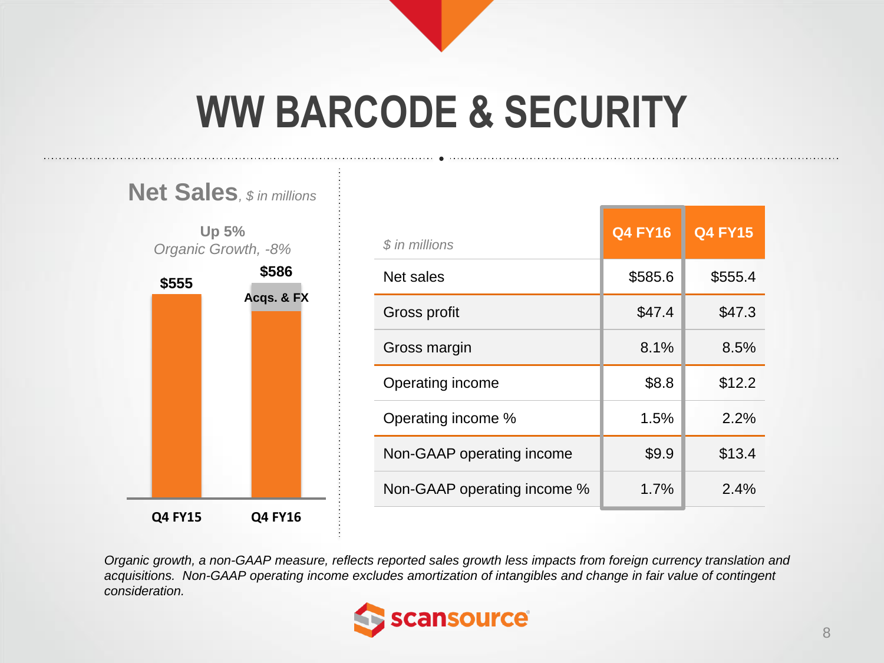# WW BARCODE & SECURITY

**Net Sales**, *$ in millions*

**Up 5%**
*Organic Growth, -8%*

| | Q4 FY15 | Q4 FY16 |
|---|---|---|
| Net Sales | $555 | $586 (incl. Acqs. & FX) |

| *$ in millions* | Q4 FY16 | Q4 FY15 |
|---|---|---|
| Net sales | $585.6 | $555.4 |
| Gross profit | $47.4 | $47.3 |
| Gross margin | 8.1% | 8.5% |
| Operating income | $8.8 | $12.2 |
| Operating income % | 1.5% | 2.2% |
| Non-GAAP operating income | $9.9 | $13.4 |
| Non-GAAP operating income % | 1.7% | 2.4% |

*Organic growth, a non-GAAP measure, reflects reported sales growth less impacts from foreign currency translation and acquisitions. Non-GAAP operating income excludes amortization of intangibles and change in fair value of contingent consideration.*

scansource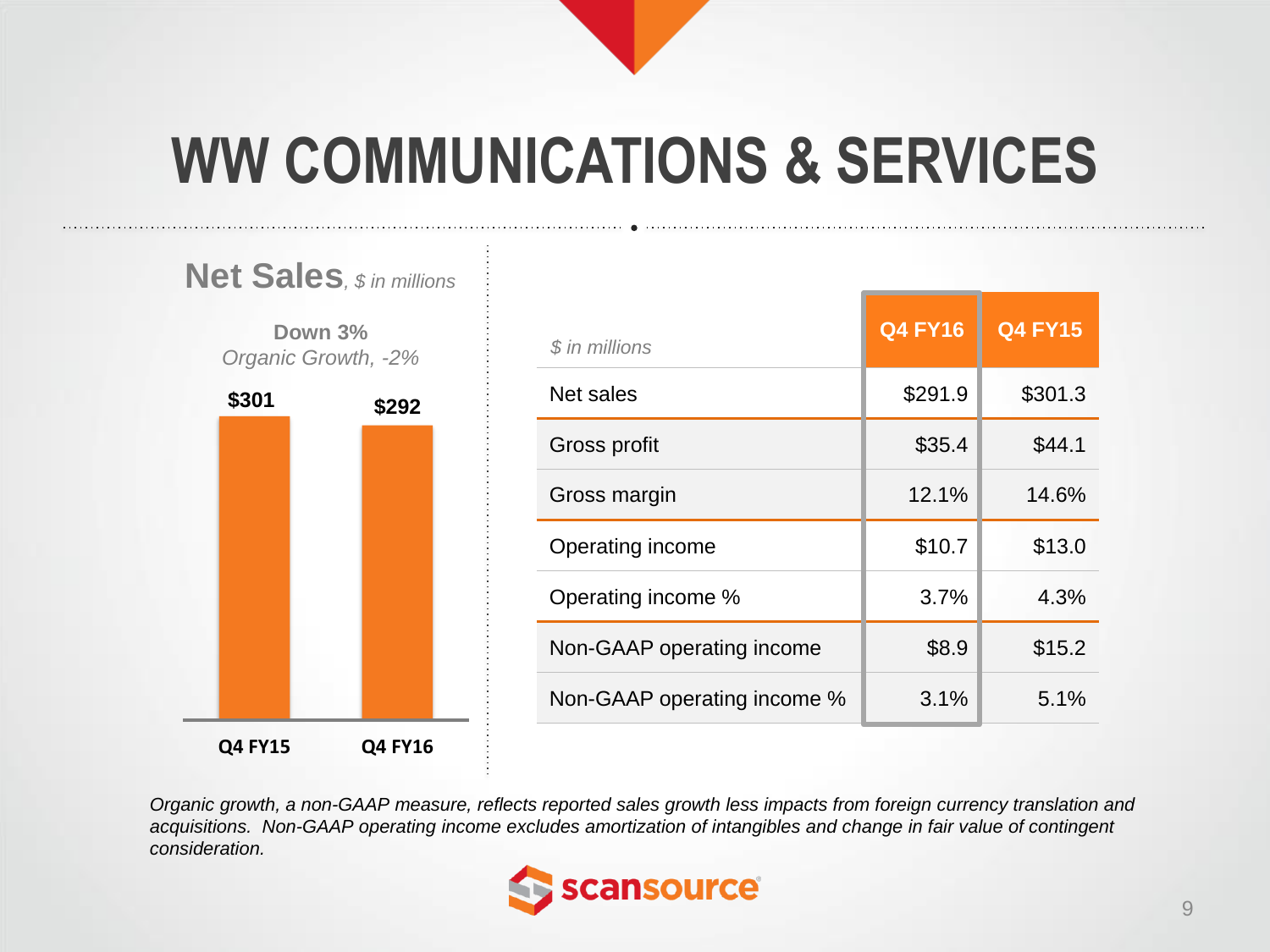# WW COMMUNICATIONS & SERVICES

## Net Sales, *$ in millions*

**Down 3%**
*Organic Growth, -2%*

| | Q4 FY15 | Q4 FY16 |
|---|---|---|
| Net Sales | $301 | $292 |

| *$ in millions* | Q4 FY16 | Q4 FY15 |
|---|---|---|
| Net sales | $291.9 | $301.3 |
| Gross profit | $35.4 | $44.1 |
| Gross margin | 12.1% | 14.6% |
| Operating income | $10.7 | $13.0 |
| Operating income % | 3.7% | 4.3% |
| Non-GAAP operating income | $8.9 | $15.2 |
| Non-GAAP operating income % | 3.1% | 5.1% |

*Organic growth, a non-GAAP measure, reflects reported sales growth less impacts from foreign currency translation and acquisitions. Non-GAAP operating income excludes amortization of intangibles and change in fair value of contingent consideration.*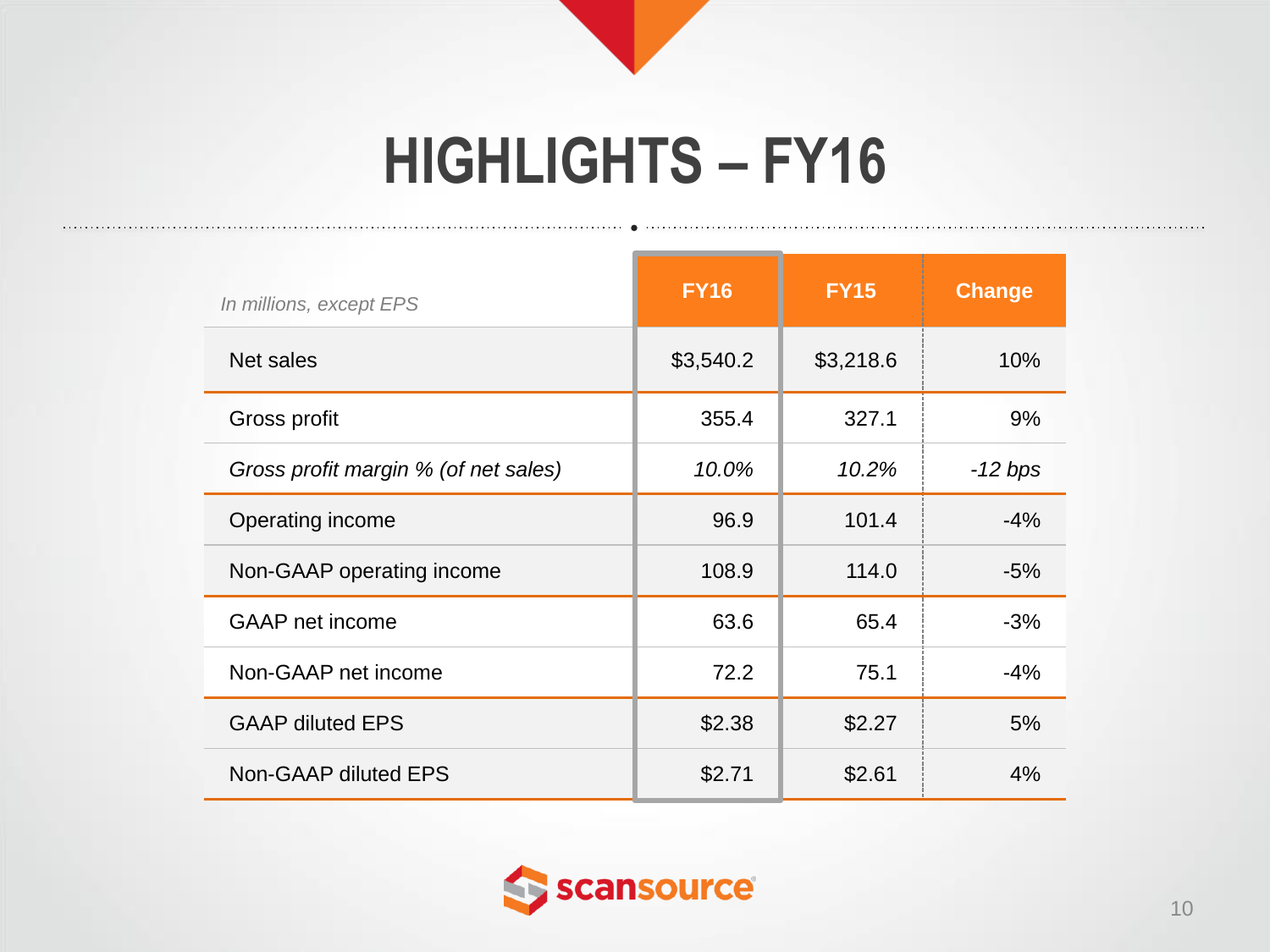# HIGHLIGHTS – FY16

| *In millions, except EPS* | FY16 | FY15 | Change |
|---|---|---|---|
| Net sales | $3,540.2 | $3,218.6 | 10% |
| Gross profit | 355.4 | 327.1 | 9% |
| *Gross profit margin % (of net sales)* | *10.0%* | *10.2%* | *-12 bps* |
| Operating income | 96.9 | 101.4 | -4% |
| Non-GAAP operating income | 108.9 | 114.0 | -5% |
| GAAP net income | 63.6 | 65.4 | -3% |
| Non-GAAP net income | 72.2 | 75.1 | -4% |
| GAAP diluted EPS | $2.38 | $2.27 | 5% |
| Non-GAAP diluted EPS | $2.71 | $2.61 | 4% |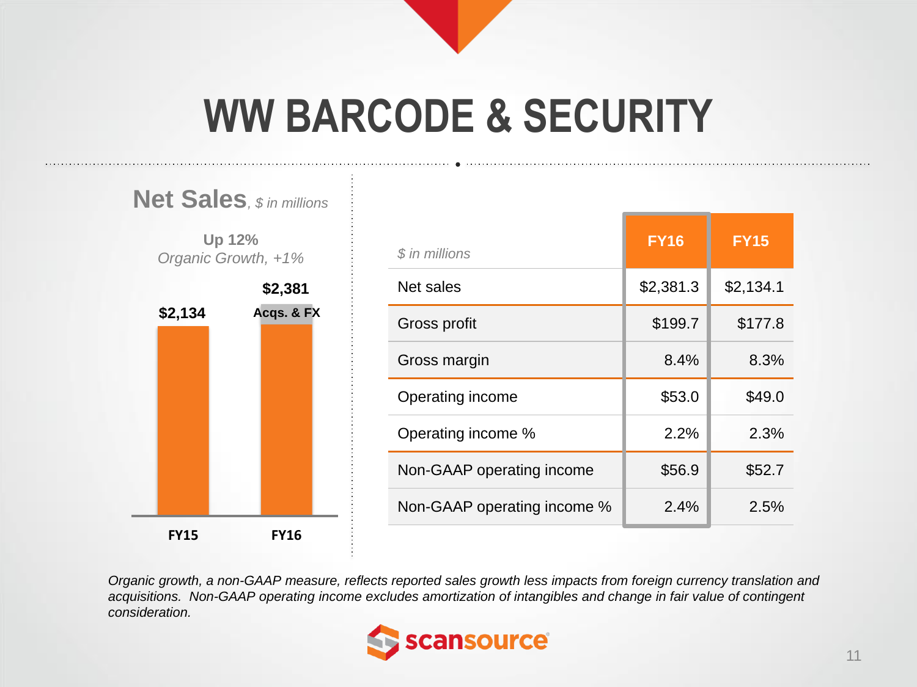# WW BARCODE & SECURITY

## Net Sales, *$ in millions*

**Up 12%**
*Organic Growth, +1%*

| | FY15 | FY16 |
|---|---|---|
| Net Sales | $2,134 | $2,381 (incl. Acqs. & FX) |

| *$ in millions* | FY16 | FY15 |
|---|---|---|
| Net sales | $2,381.3 | $2,134.1 |
| Gross profit | $199.7 | $177.8 |
| Gross margin | 8.4% | 8.3% |
| Operating income | $53.0 | $49.0 |
| Operating income % | 2.2% | 2.3% |
| Non-GAAP operating income | $56.9 | $52.7 |
| Non-GAAP operating income % | 2.4% | 2.5% |

*Organic growth, a non-GAAP measure, reflects reported sales growth less impacts from foreign currency translation and acquisitions. Non-GAAP operating income excludes amortization of intangibles and change in fair value of contingent consideration.*

scansource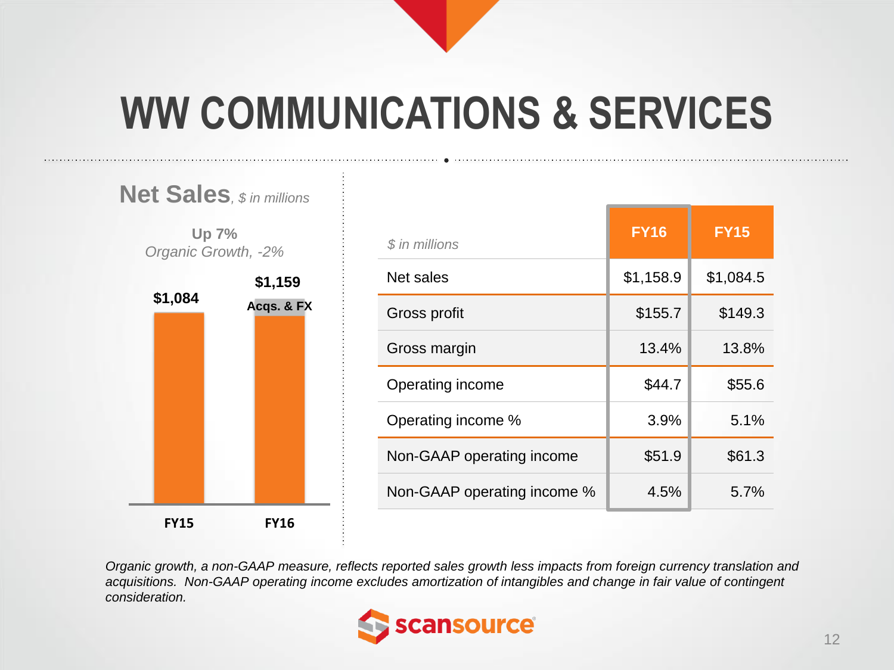# WW COMMUNICATIONS & SERVICES

## Net Sales, *$ in millions*

**Up 7%**
*Organic Growth, -2%*

| | FY15 | FY16 |
|---|---|---|
| Net Sales | $1,084 | $1,159 (incl. Acqs. & FX) |

| *$ in millions* | FY16 | FY15 |
|---|---|---|
| Net sales | $1,158.9 | $1,084.5 |
| Gross profit | $155.7 | $149.3 |
| Gross margin | 13.4% | 13.8% |
| Operating income | $44.7 | $55.6 |
| Operating income % | 3.9% | 5.1% |
| Non-GAAP operating income | $51.9 | $61.3 |
| Non-GAAP operating income % | 4.5% | 5.7% |

*Organic growth, a non-GAAP measure, reflects reported sales growth less impacts from foreign currency translation and acquisitions. Non-GAAP operating income excludes amortization of intangibles and change in fair value of contingent consideration.*

scansource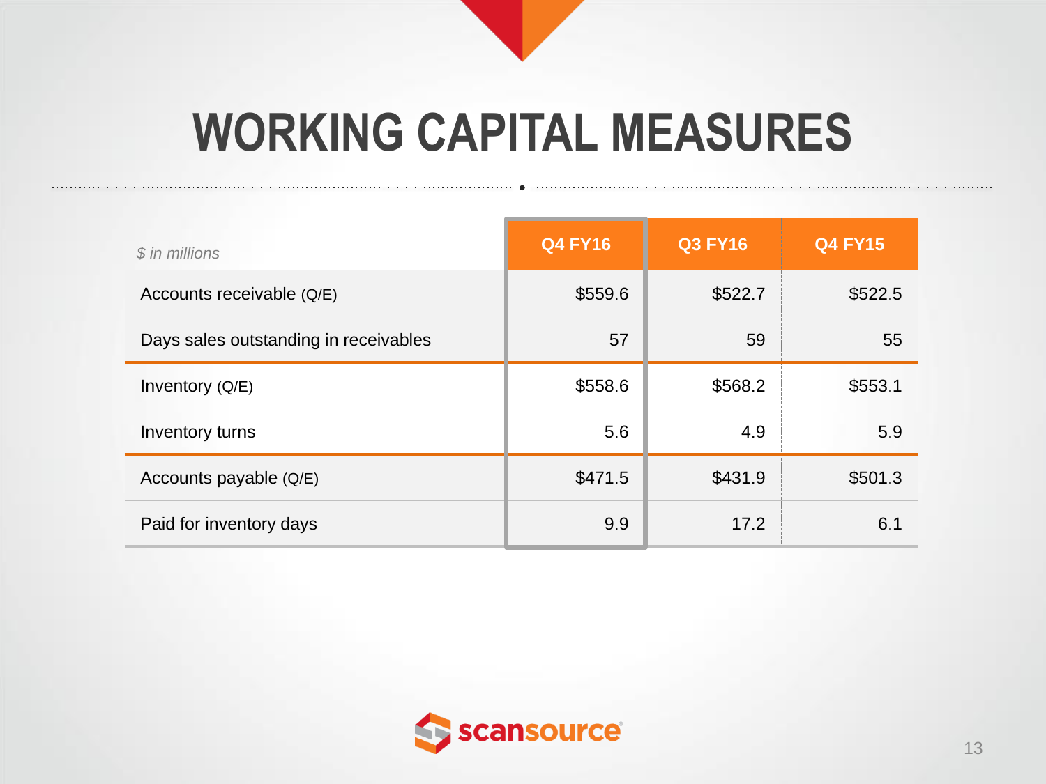# WORKING CAPITAL MEASURES

| *$ in millions* | Q4 FY16 | Q3 FY16 | Q4 FY15 |
|---|---|---|---|
| Accounts receivable (Q/E) | $559.6 | $522.7 | $522.5 |
| Days sales outstanding in receivables | 57 | 59 | 55 |
| Inventory (Q/E) | $558.6 | $568.2 | $553.1 |
| Inventory turns | 5.6 | 4.9 | 5.9 |
| Accounts payable (Q/E) | $471.5 | $431.9 | $501.3 |
| Paid for inventory days | 9.9 | 17.2 | 6.1 |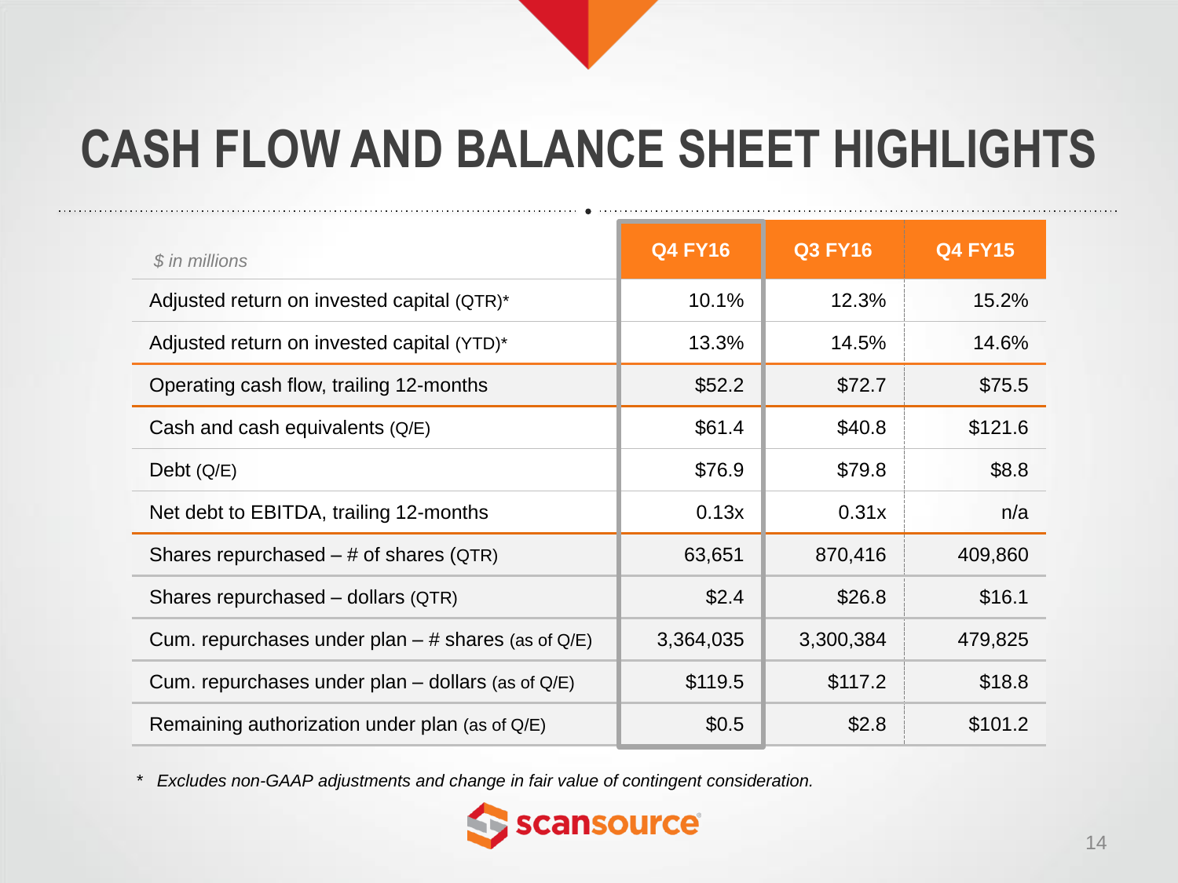# CASH FLOW AND BALANCE SHEET HIGHLIGHTS

| *$ in millions* | Q4 FY16 | Q3 FY16 | Q4 FY15 |
|---|---|---|---|
| Adjusted return on invested capital (QTR)* | 10.1% | 12.3% | 15.2% |
| Adjusted return on invested capital (YTD)* | 13.3% | 14.5% | 14.6% |
| Operating cash flow, trailing 12-months | $52.2 | $72.7 | $75.5 |
| Cash and cash equivalents (Q/E) | $61.4 | $40.8 | $121.6 |
| Debt (Q/E) | $76.9 | $79.8 | $8.8 |
| Net debt to EBITDA, trailing 12-months | 0.13x | 0.31x | n/a |
| Shares repurchased – # of shares (QTR) | 63,651 | 870,416 | 409,860 |
| Shares repurchased – dollars (QTR) | $2.4 | $26.8 | $16.1 |
| Cum. repurchases under plan – # shares (as of Q/E) | 3,364,035 | 3,300,384 | 479,825 |
| Cum. repurchases under plan – dollars (as of Q/E) | $119.5 | $117.2 | $18.8 |
| Remaining authorization under plan (as of Q/E) | $0.5 | $2.8 | $101.2 |

* *Excludes non-GAAP adjustments and change in fair value of contingent consideration.*

scansource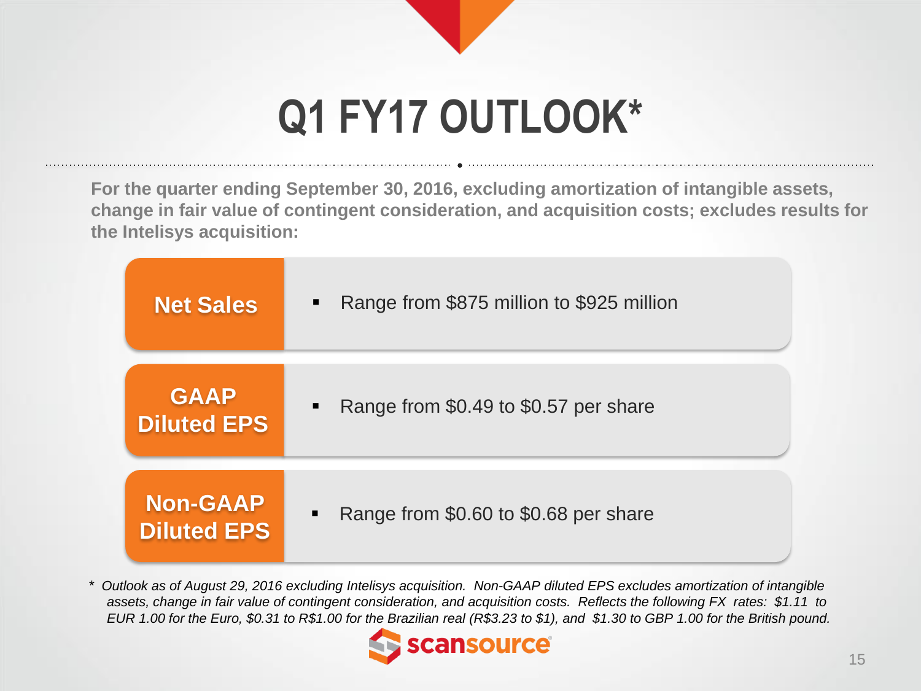# Q1 FY17 OUTLOOK*

**For the quarter ending September 30, 2016, excluding amortization of intangible assets, change in fair value of contingent consideration, and acquisition costs; excludes results for the Intelisys acquisition:**

| | |
|---|---|
| **Net Sales** | ▪ Range from \$875 million to \$925 million |
| **GAAP Diluted EPS** | ▪ Range from \$0.49 to \$0.57 per share |
| **Non-GAAP Diluted EPS** | ▪ Range from \$0.60 to \$0.68 per share |

\* *Outlook as of August 29, 2016 excluding Intelisys acquisition. Non-GAAP diluted EPS excludes amortization of intangible assets, change in fair value of contingent consideration, and acquisition costs. Reflects the following FX rates: \$1.11 to EUR 1.00 for the Euro, \$0.31 to R\$1.00 for the Brazilian real (R\$3.23 to \$1), and \$1.30 to GBP 1.00 for the British pound.*

scansource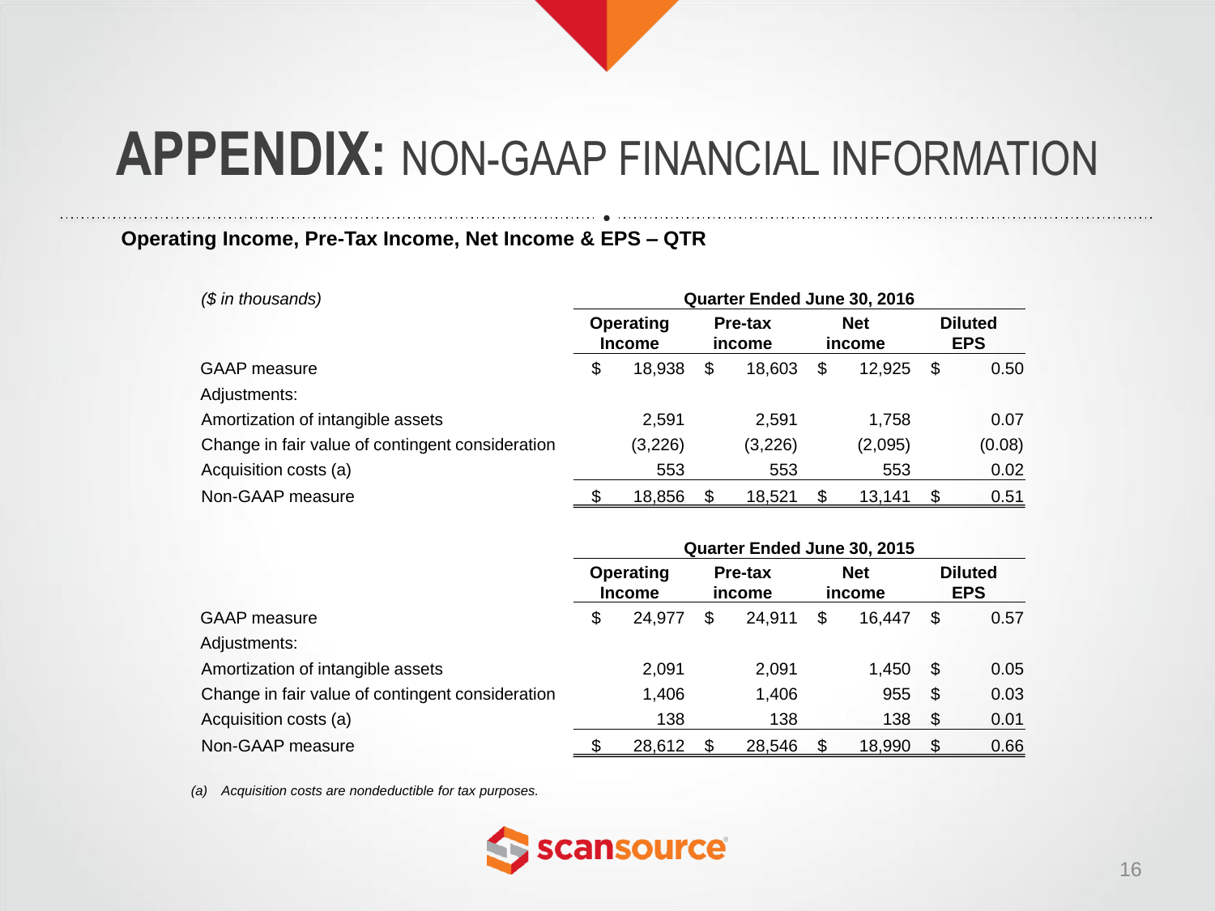# APPENDIX: NON-GAAP FINANCIAL INFORMATION

**Operating Income, Pre-Tax Income, Net Income & EPS – QTR**

| *($ in thousands)* | Quarter Ended June 30, 2016 | | | |
|---|---|---|---|---|
| | **Operating Income** | **Pre-tax income** | **Net income** | **Diluted EPS** |
| GAAP measure | $ 18,938 | $ 18,603 | $ 12,925 | $ 0.50 |
| Adjustments: | | | | |
| Amortization of intangible assets | 2,591 | 2,591 | 1,758 | 0.07 |
| Change in fair value of contingent consideration | (3,226) | (3,226) | (2,095) | (0.08) |
| Acquisition costs (a) | 553 | 553 | 553 | 0.02 |
| Non-GAAP measure | $ 18,856 | $ 18,521 | $ 13,141 | $ 0.51 |

| | Quarter Ended June 30, 2015 | | | |
|---|---|---|---|---|
| | **Operating Income** | **Pre-tax income** | **Net income** | **Diluted EPS** |
| GAAP measure | $ 24,977 | $ 24,911 | $ 16,447 | $ 0.57 |
| Adjustments: | | | | |
| Amortization of intangible assets | 2,091 | 2,091 | 1,450 | $ 0.05 |
| Change in fair value of contingent consideration | 1,406 | 1,406 | 955 | $ 0.03 |
| Acquisition costs (a) | 138 | 138 | 138 | $ 0.01 |
| Non-GAAP measure | $ 28,612 | $ 28,546 | $ 18,990 | $ 0.66 |

*(a) Acquisition costs are nondeductible for tax purposes.*

scansource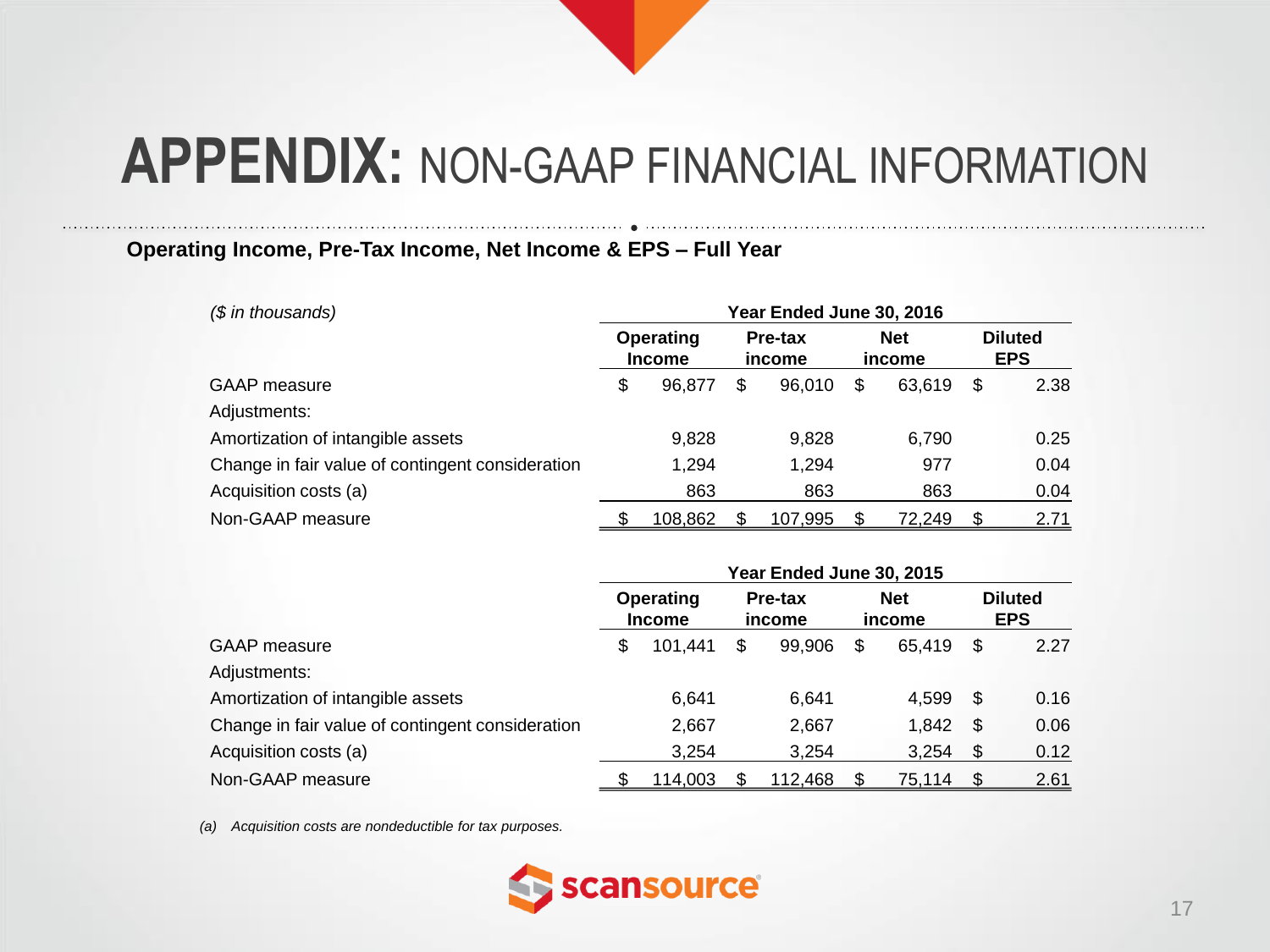# APPENDIX: NON-GAAP FINANCIAL INFORMATION

**Operating Income, Pre-Tax Income, Net Income & EPS – Full Year**

| *($ in thousands)* | Year Ended June 30, 2016 | | | |
|---|---|---|---|---|
| | **Operating Income** | **Pre-tax income** | **Net income** | **Diluted EPS** |
| GAAP measure | $ 96,877 | $ 96,010 | $ 63,619 | $ 2.38 |
| Adjustments: | | | | |
| Amortization of intangible assets | 9,828 | 9,828 | 6,790 | 0.25 |
| Change in fair value of contingent consideration | 1,294 | 1,294 | 977 | 0.04 |
| Acquisition costs (a) | 863 | 863 | 863 | 0.04 |
| Non-GAAP measure | $ 108,862 | $ 107,995 | $ 72,249 | $ 2.71 |

| | Year Ended June 30, 2015 | | | |
|---|---|---|---|---|
| | **Operating Income** | **Pre-tax income** | **Net income** | **Diluted EPS** |
| GAAP measure | $ 101,441 | $ 99,906 | $ 65,419 | $ 2.27 |
| Adjustments: | | | | |
| Amortization of intangible assets | 6,641 | 6,641 | 4,599 | $ 0.16 |
| Change in fair value of contingent consideration | 2,667 | 2,667 | 1,842 | $ 0.06 |
| Acquisition costs (a) | 3,254 | 3,254 | 3,254 | $ 0.12 |
| Non-GAAP measure | $ 114,003 | $ 112,468 | $ 75,114 | $ 2.61 |

*(a) Acquisition costs are nondeductible for tax purposes.*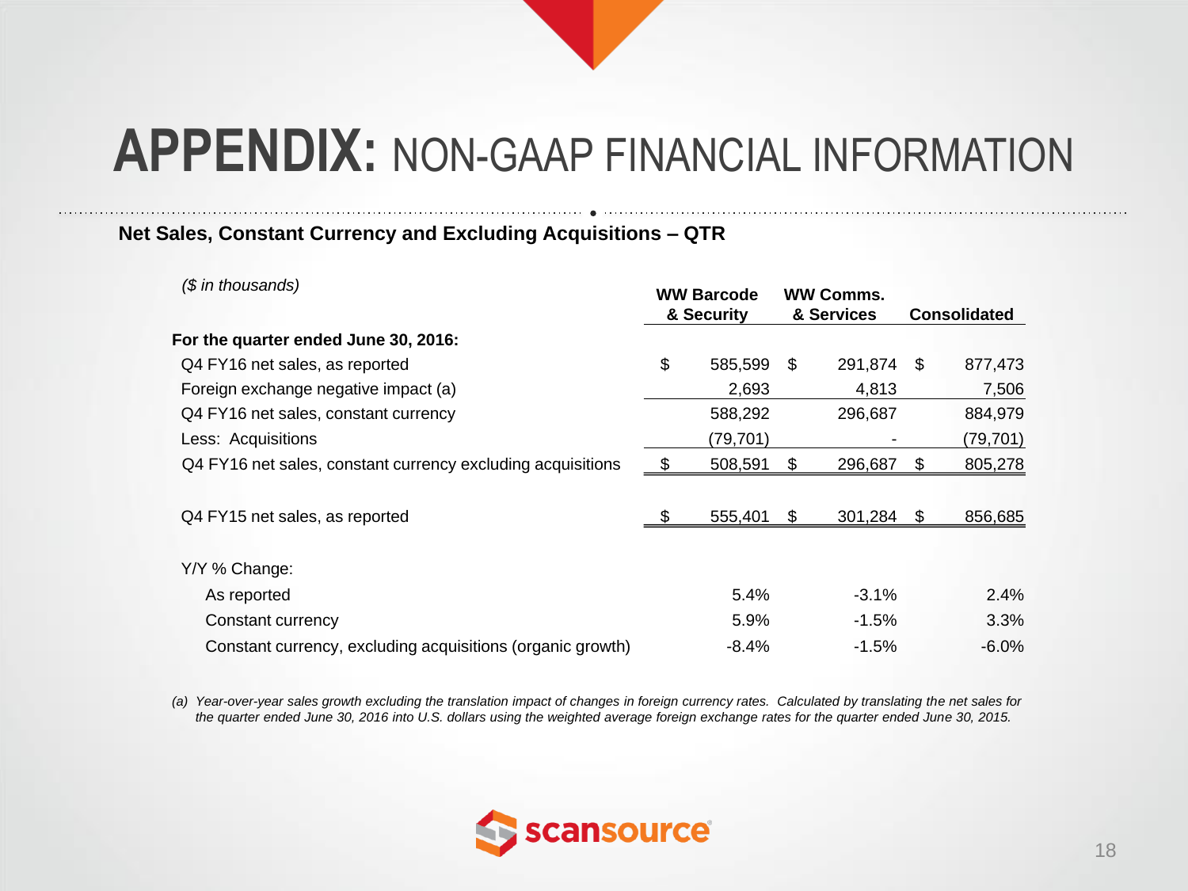# **APPENDIX:** NON-GAAP FINANCIAL INFORMATION

**Net Sales, Constant Currency and Excluding Acquisitions – QTR**

| *($ in thousands)* | WW Barcode & Security | WW Comms. & Services | Consolidated |
|---|---|---|---|
| **For the quarter ended June 30, 2016:** | | | |
| Q4 FY16 net sales, as reported | $ 585,599 | $ 291,874 | $ 877,473 |
| Foreign exchange negative impact (a) | 2,693 | 4,813 | 7,506 |
| Q4 FY16 net sales, constant currency | 588,292 | 296,687 | 884,979 |
| Less: Acquisitions | (79,701) | - | (79,701) |
| Q4 FY16 net sales, constant currency excluding acquisitions | $ 508,591 | $ 296,687 | $ 805,278 |
| | | | |
| Q4 FY15 net sales, as reported | $ 555,401 | $ 301,284 | $ 856,685 |
| | | | |
| Y/Y % Change: | | | |
| As reported | 5.4% | -3.1% | 2.4% |
| Constant currency | 5.9% | -1.5% | 3.3% |
| Constant currency, excluding acquisitions (organic growth) | -8.4% | -1.5% | -6.0% |

*(a) Year-over-year sales growth excluding the translation impact of changes in foreign currency rates. Calculated by translating the net sales for the quarter ended June 30, 2016 into U.S. dollars using the weighted average foreign exchange rates for the quarter ended June 30, 2015.*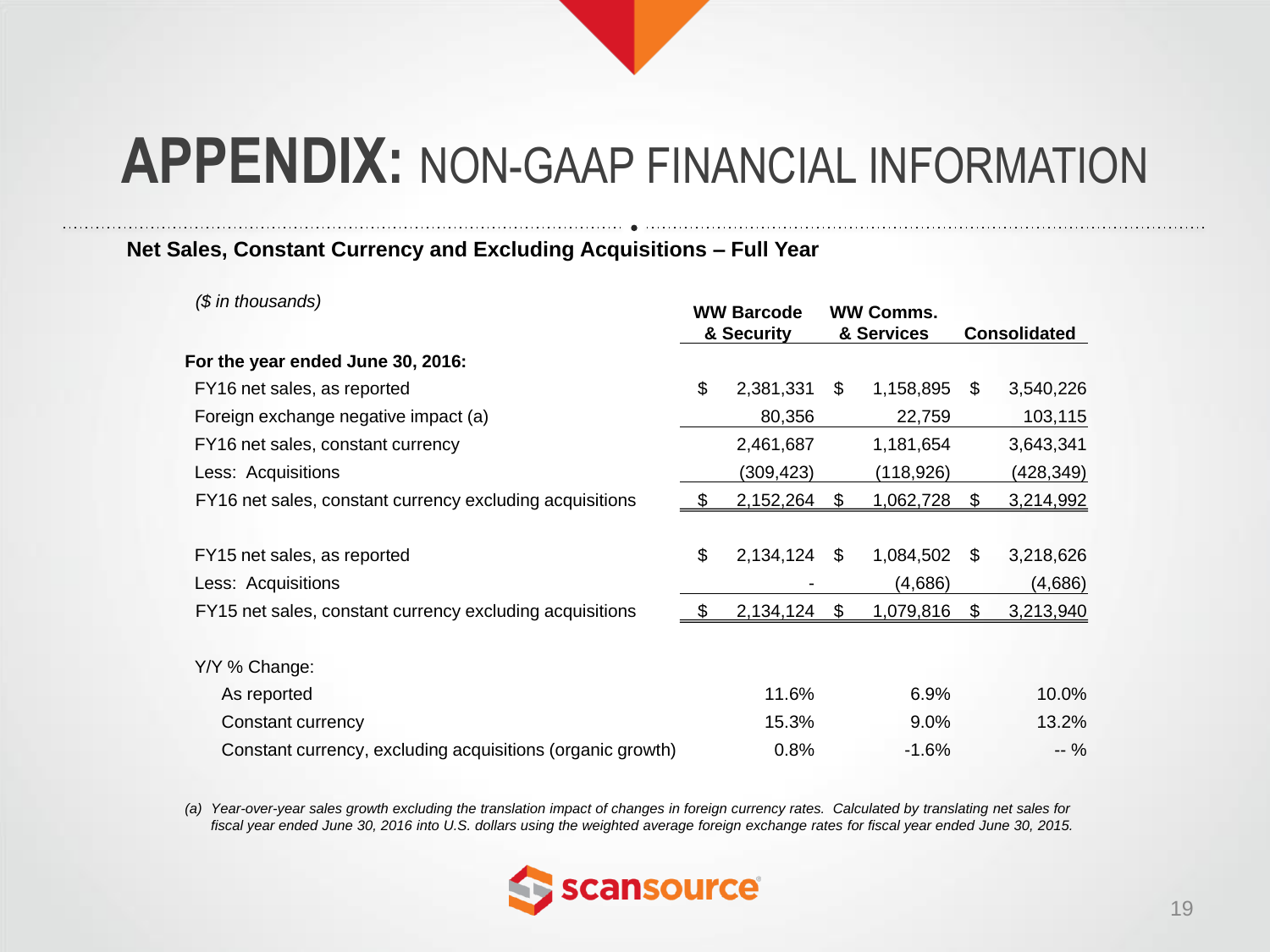# APPENDIX: NON-GAAP FINANCIAL INFORMATION

## Net Sales, Constant Currency and Excluding Acquisitions – Full Year

| *($ in thousands)* | WW Barcode & Security | WW Comms. & Services | Consolidated |
|---|---|---|---|
| **For the year ended June 30, 2016:** | | | |
| FY16 net sales, as reported | $ 2,381,331 | $ 1,158,895 | $ 3,540,226 |
| Foreign exchange negative impact (a) | 80,356 | 22,759 | 103,115 |
| FY16 net sales, constant currency | 2,461,687 | 1,181,654 | 3,643,341 |
| Less: Acquisitions | (309,423) | (118,926) | (428,349) |
| FY16 net sales, constant currency excluding acquisitions | $ 2,152,264 | $ 1,062,728 | $ 3,214,992 |
| | | | |
| FY15 net sales, as reported | $ 2,134,124 | $ 1,084,502 | $ 3,218,626 |
| Less: Acquisitions | - | (4,686) | (4,686) |
| FY15 net sales, constant currency excluding acquisitions | $ 2,134,124 | $ 1,079,816 | $ 3,213,940 |
| | | | |
| Y/Y % Change: | | | |
| As reported | 11.6% | 6.9% | 10.0% |
| Constant currency | 15.3% | 9.0% | 13.2% |
| Constant currency, excluding acquisitions (organic growth) | 0.8% | -1.6% | -- % |

*(a) Year-over-year sales growth excluding the translation impact of changes in foreign currency rates. Calculated by translating net sales for fiscal year ended June 30, 2016 into U.S. dollars using the weighted average foreign exchange rates for fiscal year ended June 30, 2015.*

scansource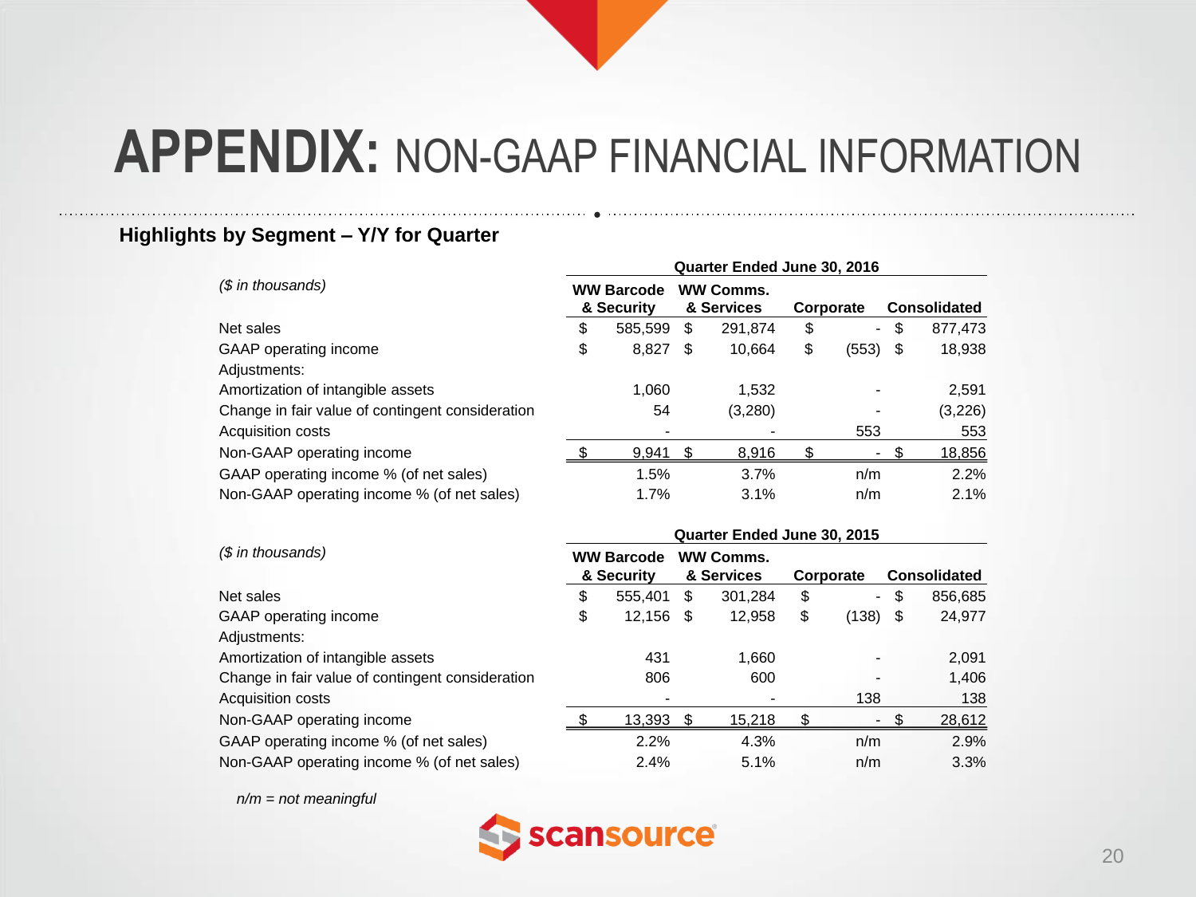# APPENDIX: NON-GAAP FINANCIAL INFORMATION

### Highlights by Segment – Y/Y for Quarter

| *($ in thousands)* | Quarter Ended June 30, 2016 | | | |
|---|---|---|---|---|
| | WW Barcode & Security | WW Comms. & Services | Corporate | Consolidated |
| Net sales | $ 585,599 | $ 291,874 | $ - | $ 877,473 |
| GAAP operating income | $ 8,827 | $ 10,664 | $ (553) | $ 18,938 |
| Adjustments: | | | | |
| Amortization of intangible assets | 1,060 | 1,532 | - | 2,591 |
| Change in fair value of contingent consideration | 54 | (3,280) | - | (3,226) |
| Acquisition costs | - | - | 553 | 553 |
| Non-GAAP operating income | $ 9,941 | $ 8,916 | $ - | $ 18,856 |
| GAAP operating income % (of net sales) | 1.5% | 3.7% | n/m | 2.2% |
| Non-GAAP operating income % (of net sales) | 1.7% | 3.1% | n/m | 2.1% |

| *($ in thousands)* | Quarter Ended June 30, 2015 | | | |
|---|---|---|---|---|
| | WW Barcode & Security | WW Comms. & Services | Corporate | Consolidated |
| Net sales | $ 555,401 | $ 301,284 | $ - | $ 856,685 |
| GAAP operating income | $ 12,156 | $ 12,958 | $ (138) | $ 24,977 |
| Adjustments: | | | | |
| Amortization of intangible assets | 431 | 1,660 | - | 2,091 |
| Change in fair value of contingent consideration | 806 | 600 | - | 1,406 |
| Acquisition costs | - | - | 138 | 138 |
| Non-GAAP operating income | $ 13,393 | $ 15,218 | $ - | $ 28,612 |
| GAAP operating income % (of net sales) | 2.2% | 4.3% | n/m | 2.9% |
| Non-GAAP operating income % (of net sales) | 2.4% | 5.1% | n/m | 3.3% |

*n/m = not meaningful*

scansource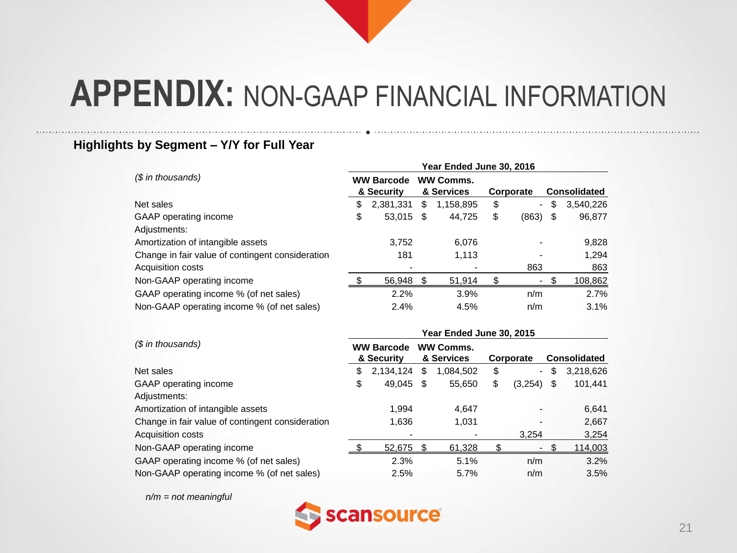# APPENDIX: NON-GAAP FINANCIAL INFORMATION

### Highlights by Segment – Y/Y for Full Year

| *($ in thousands)* | Year Ended June 30, 2016 | | | |
|---|---|---|---|---|
| | WW Barcode & Security | WW Comms. & Services | Corporate | Consolidated |
| Net sales | $ 2,381,331 | $ 1,158,895 | $ - | $ 3,540,226 |
| GAAP operating income | $ 53,015 | $ 44,725 | $ (863) | $ 96,877 |
| Adjustments: | | | | |
| Amortization of intangible assets | 3,752 | 6,076 | - | 9,828 |
| Change in fair value of contingent consideration | 181 | 1,113 | - | 1,294 |
| Acquisition costs | - | - | 863 | 863 |
| Non-GAAP operating income | $ 56,948 | $ 51,914 | $ - | $ 108,862 |
| GAAP operating income % (of net sales) | 2.2% | 3.9% | n/m | 2.7% |
| Non-GAAP operating income % (of net sales) | 2.4% | 4.5% | n/m | 3.1% |

| *($ in thousands)* | Year Ended June 30, 2015 | | | |
|---|---|---|---|---|
| | WW Barcode & Security | WW Comms. & Services | Corporate | Consolidated |
| Net sales | $ 2,134,124 | $ 1,084,502 | $ - | $ 3,218,626 |
| GAAP operating income | $ 49,045 | $ 55,650 | $ (3,254) | $ 101,441 |
| Adjustments: | | | | |
| Amortization of intangible assets | 1,994 | 4,647 | - | 6,641 |
| Change in fair value of contingent consideration | 1,636 | 1,031 | - | 2,667 |
| Acquisition costs | - | - | 3,254 | 3,254 |
| Non-GAAP operating income | $ 52,675 | $ 61,328 | $ - | $ 114,003 |
| GAAP operating income % (of net sales) | 2.3% | 5.1% | n/m | 3.2% |
| Non-GAAP operating income % (of net sales) | 2.5% | 5.7% | n/m | 3.5% |

*n/m = not meaningful*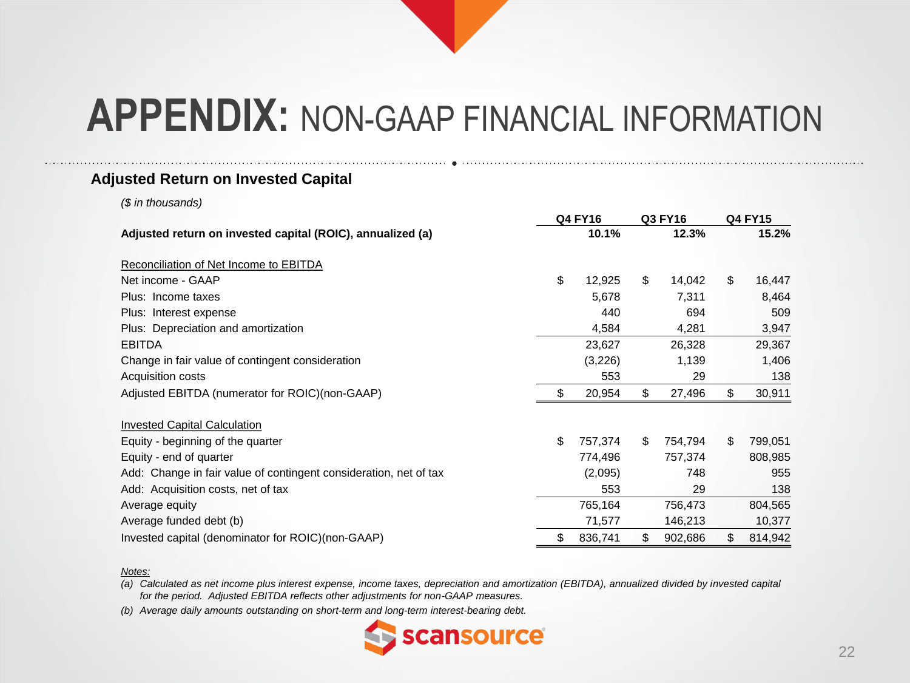# APPENDIX: NON-GAAP FINANCIAL INFORMATION

## Adjusted Return on Invested Capital

*($ in thousands)*

| | Q4 FY16 | Q3 FY16 | Q4 FY15 |
|---|---|---|---|
| **Adjusted return on invested capital (ROIC), annualized (a)** | **10.1%** | **12.3%** | **15.2%** |
| | | | |
| Reconciliation of Net Income to EBITDA | | | |
| Net income - GAAP | $ 12,925 | $ 14,042 | $ 16,447 |
| Plus: Income taxes | 5,678 | 7,311 | 8,464 |
| Plus: Interest expense | 440 | 694 | 509 |
| Plus: Depreciation and amortization | 4,584 | 4,281 | 3,947 |
| EBITDA | 23,627 | 26,328 | 29,367 |
| Change in fair value of contingent consideration | (3,226) | 1,139 | 1,406 |
| Acquisition costs | 553 | 29 | 138 |
| Adjusted EBITDA (numerator for ROIC)(non-GAAP) | $ 20,954 | $ 27,496 | $ 30,911 |
| | | | |
| Invested Capital Calculation | | | |
| Equity - beginning of the quarter | $ 757,374 | $ 754,794 | $ 799,051 |
| Equity - end of quarter | 774,496 | 757,374 | 808,985 |
| Add: Change in fair value of contingent consideration, net of tax | (2,095) | 748 | 955 |
| Add: Acquisition costs, net of tax | 553 | 29 | 138 |
| Average equity | 765,164 | 756,473 | 804,565 |
| Average funded debt (b) | 71,577 | 146,213 | 10,377 |
| Invested capital (denominator for ROIC)(non-GAAP) | $ 836,741 | $ 902,686 | $ 814,942 |

*Notes:*

*(a) Calculated as net income plus interest expense, income taxes, depreciation and amortization (EBITDA), annualized divided by invested capital for the period. Adjusted EBITDA reflects other adjustments for non-GAAP measures.*

*(b) Average daily amounts outstanding on short-term and long-term interest-bearing debt.*

scansource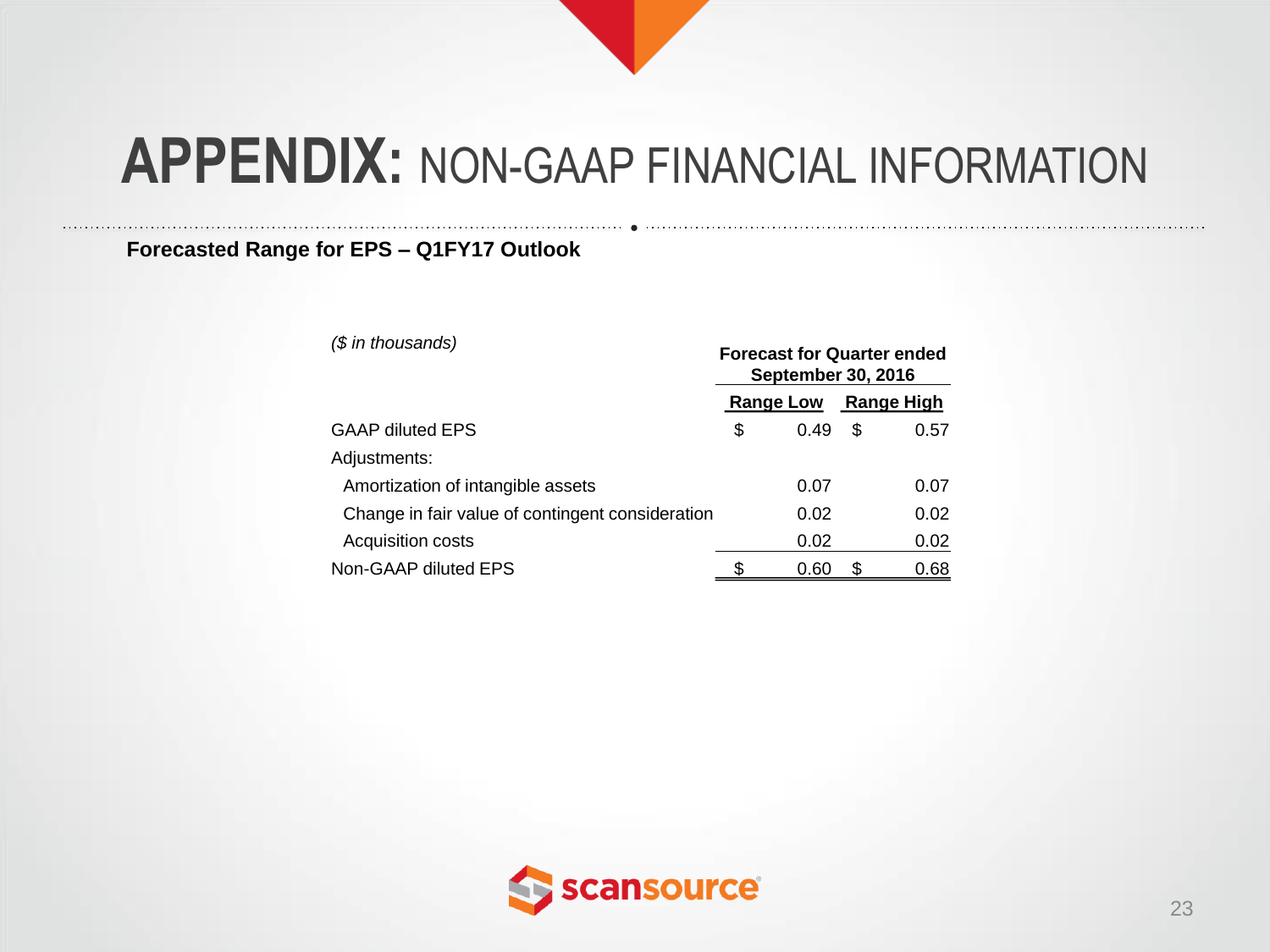# APPENDIX: NON-GAAP FINANCIAL INFORMATION

**Forecasted Range for EPS – Q1FY17 Outlook**

| *($ in thousands)* | Forecast for Quarter ended September 30, 2016 | |
|---|---|---|
| | **Range Low** | **Range High** |
| GAAP diluted EPS | $ 0.49 | $ 0.57 |
| Adjustments: | | |
| Amortization of intangible assets | 0.07 | 0.07 |
| Change in fair value of contingent consideration | 0.02 | 0.02 |
| Acquisition costs | 0.02 | 0.02 |
| Non-GAAP diluted EPS | $ 0.60 | $ 0.68 |

scansource